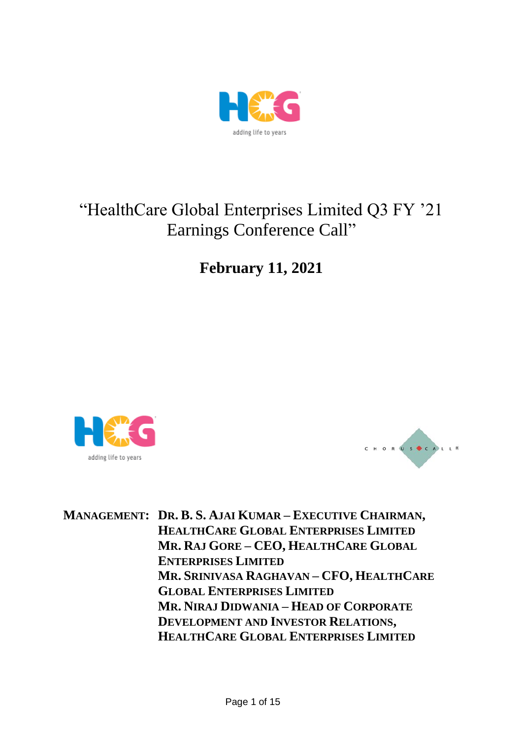# "HealthCare Global Enterprises Limited Q3 FY '21 Earnings Conference Call"

**February 11, 2021**

**MANAGEMENT:** **DR. B. S. AJAI KUMAR – EXECUTIVE CHAIRMAN, HEALTHCARE GLOBAL ENTERPRISES LIMITED**
**MR. RAJ GORE – CEO, HEALTHCARE GLOBAL ENTERPRISES LIMITED**
**MR. SRINIVASA RAGHAVAN – CFO, HEALTHCARE GLOBAL ENTERPRISES LIMITED**
**MR. NIRAJ DIDWANIA – HEAD OF CORPORATE DEVELOPMENT AND INVESTOR RELATIONS, HEALTHCARE GLOBAL ENTERPRISES LIMITED**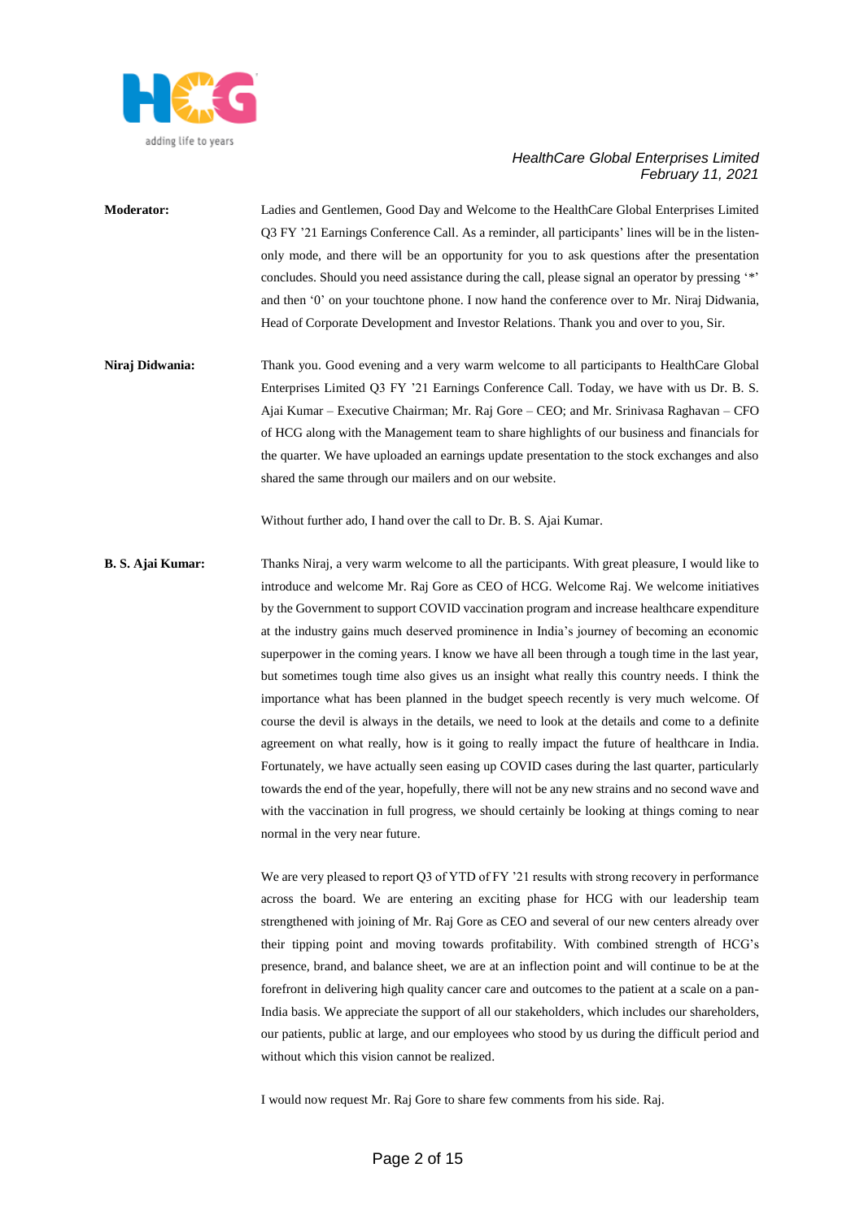**Moderator:** Ladies and Gentlemen, Good Day and Welcome to the HealthCare Global Enterprises Limited Q3 FY '21 Earnings Conference Call. As a reminder, all participants' lines will be in the listen-only mode, and there will be an opportunity for you to ask questions after the presentation concludes. Should you need assistance during the call, please signal an operator by pressing '*' and then '0' on your touchtone phone. I now hand the conference over to Mr. Niraj Didwania, Head of Corporate Development and Investor Relations. Thank you and over to you, Sir.

**Niraj Didwania:** Thank you. Good evening and a very warm welcome to all participants to HealthCare Global Enterprises Limited Q3 FY '21 Earnings Conference Call. Today, we have with us Dr. B. S. Ajai Kumar – Executive Chairman; Mr. Raj Gore – CEO; and Mr. Srinivasa Raghavan – CFO of HCG along with the Management team to share highlights of our business and financials for the quarter. We have uploaded an earnings update presentation to the stock exchanges and also shared the same through our mailers and on our website.

Without further ado, I hand over the call to Dr. B. S. Ajai Kumar.

**B. S. Ajai Kumar:** Thanks Niraj, a very warm welcome to all the participants. With great pleasure, I would like to introduce and welcome Mr. Raj Gore as CEO of HCG. Welcome Raj. We welcome initiatives by the Government to support COVID vaccination program and increase healthcare expenditure at the industry gains much deserved prominence in India's journey of becoming an economic superpower in the coming years. I know we have all been through a tough time in the last year, but sometimes tough time also gives us an insight what really this country needs. I think the importance what has been planned in the budget speech recently is very much welcome. Of course the devil is always in the details, we need to look at the details and come to a definite agreement on what really, how is it going to really impact the future of healthcare in India. Fortunately, we have actually seen easing up COVID cases during the last quarter, particularly towards the end of the year, hopefully, there will not be any new strains and no second wave and with the vaccination in full progress, we should certainly be looking at things coming to near normal in the very near future.

We are very pleased to report Q3 of YTD of FY '21 results with strong recovery in performance across the board. We are entering an exciting phase for HCG with our leadership team strengthened with joining of Mr. Raj Gore as CEO and several of our new centers already over their tipping point and moving towards profitability. With combined strength of HCG's presence, brand, and balance sheet, we are at an inflection point and will continue to be at the forefront in delivering high quality cancer care and outcomes to the patient at a scale on a pan-India basis. We appreciate the support of all our stakeholders, which includes our shareholders, our patients, public at large, and our employees who stood by us during the difficult period and without which this vision cannot be realized.

I would now request Mr. Raj Gore to share few comments from his side. Raj.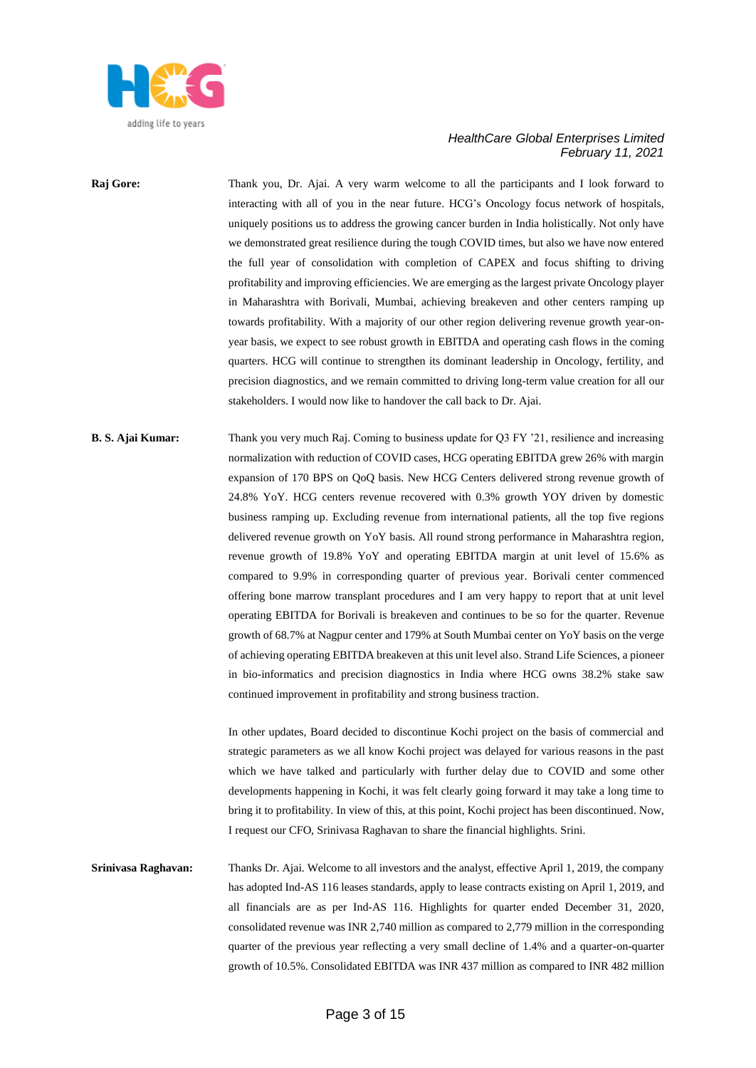**Raj Gore:** Thank you, Dr. Ajai. A very warm welcome to all the participants and I look forward to interacting with all of you in the near future. HCG's Oncology focus network of hospitals, uniquely positions us to address the growing cancer burden in India holistically. Not only have we demonstrated great resilience during the tough COVID times, but also we have now entered the full year of consolidation with completion of CAPEX and focus shifting to driving profitability and improving efficiencies. We are emerging as the largest private Oncology player in Maharashtra with Borivali, Mumbai, achieving breakeven and other centers ramping up towards profitability. With a majority of our other region delivering revenue growth year-on-year basis, we expect to see robust growth in EBITDA and operating cash flows in the coming quarters. HCG will continue to strengthen its dominant leadership in Oncology, fertility, and precision diagnostics, and we remain committed to driving long-term value creation for all our stakeholders. I would now like to handover the call back to Dr. Ajai.

**B. S. Ajai Kumar:** Thank you very much Raj. Coming to business update for Q3 FY '21, resilience and increasing normalization with reduction of COVID cases, HCG operating EBITDA grew 26% with margin expansion of 170 BPS on QoQ basis. New HCG Centers delivered strong revenue growth of 24.8% YoY. HCG centers revenue recovered with 0.3% growth YOY driven by domestic business ramping up. Excluding revenue from international patients, all the top five regions delivered revenue growth on YoY basis. All round strong performance in Maharashtra region, revenue growth of 19.8% YoY and operating EBITDA margin at unit level of 15.6% as compared to 9.9% in corresponding quarter of previous year. Borivali center commenced offering bone marrow transplant procedures and I am very happy to report that at unit level operating EBITDA for Borivali is breakeven and continues to be so for the quarter. Revenue growth of 68.7% at Nagpur center and 179% at South Mumbai center on YoY basis on the verge of achieving operating EBITDA breakeven at this unit level also. Strand Life Sciences, a pioneer in bio-informatics and precision diagnostics in India where HCG owns 38.2% stake saw continued improvement in profitability and strong business traction.

In other updates, Board decided to discontinue Kochi project on the basis of commercial and strategic parameters as we all know Kochi project was delayed for various reasons in the past which we have talked and particularly with further delay due to COVID and some other developments happening in Kochi, it was felt clearly going forward it may take a long time to bring it to profitability. In view of this, at this point, Kochi project has been discontinued. Now, I request our CFO, Srinivasa Raghavan to share the financial highlights. Srini.

**Srinivasa Raghavan:** Thanks Dr. Ajai. Welcome to all investors and the analyst, effective April 1, 2019, the company has adopted Ind-AS 116 leases standards, apply to lease contracts existing on April 1, 2019, and all financials are as per Ind-AS 116. Highlights for quarter ended December 31, 2020, consolidated revenue was INR 2,740 million as compared to 2,779 million in the corresponding quarter of the previous year reflecting a very small decline of 1.4% and a quarter-on-quarter growth of 10.5%. Consolidated EBITDA was INR 437 million as compared to INR 482 million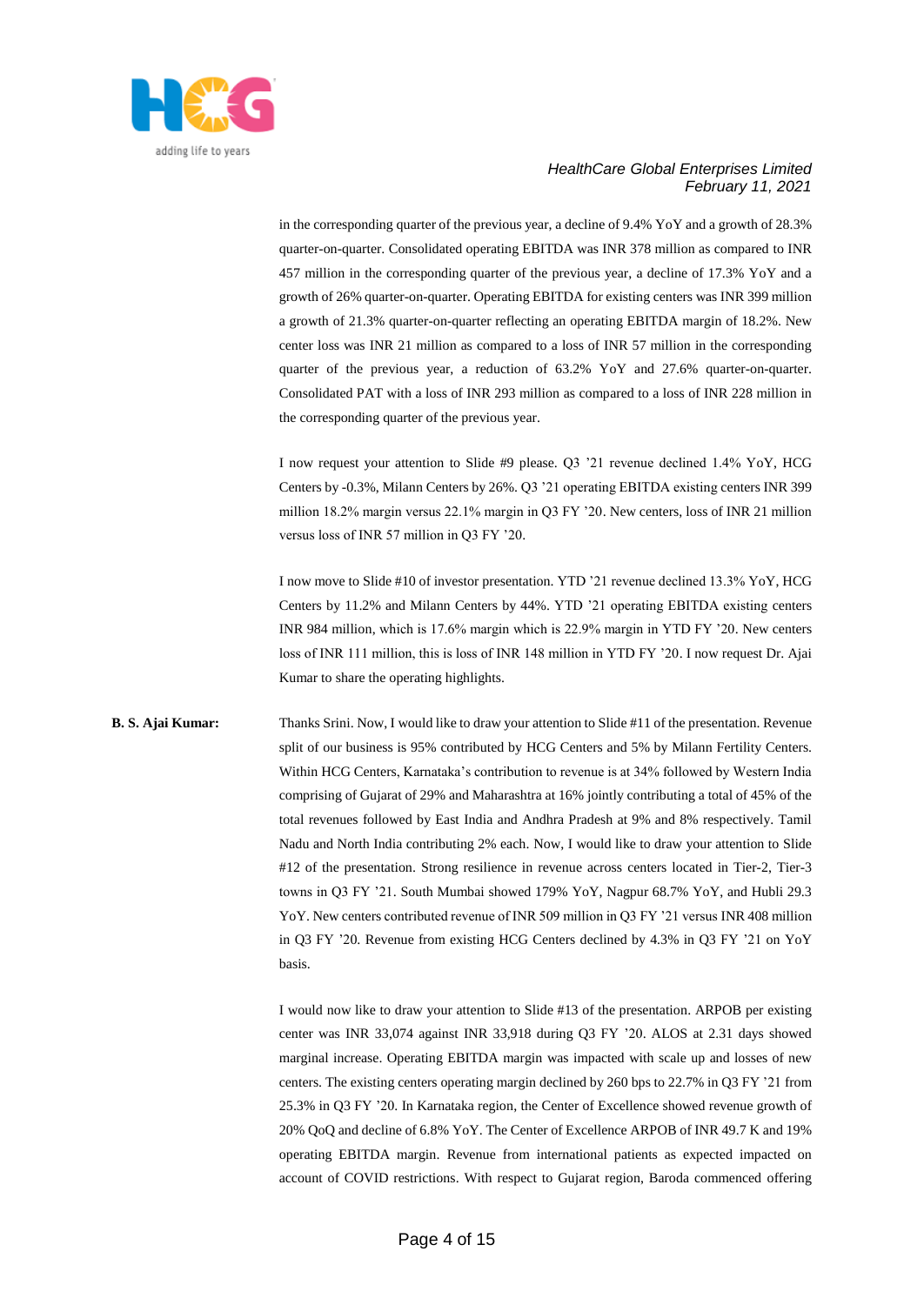in the corresponding quarter of the previous year, a decline of 9.4% YoY and a growth of 28.3% quarter-on-quarter. Consolidated operating EBITDA was INR 378 million as compared to INR 457 million in the corresponding quarter of the previous year, a decline of 17.3% YoY and a growth of 26% quarter-on-quarter. Operating EBITDA for existing centers was INR 399 million a growth of 21.3% quarter-on-quarter reflecting an operating EBITDA margin of 18.2%. New center loss was INR 21 million as compared to a loss of INR 57 million in the corresponding quarter of the previous year, a reduction of 63.2% YoY and 27.6% quarter-on-quarter. Consolidated PAT with a loss of INR 293 million as compared to a loss of INR 228 million in the corresponding quarter of the previous year.

I now request your attention to Slide #9 please. Q3 '21 revenue declined 1.4% YoY, HCG Centers by -0.3%, Milann Centers by 26%. Q3 '21 operating EBITDA existing centers INR 399 million 18.2% margin versus 22.1% margin in Q3 FY '20. New centers, loss of INR 21 million versus loss of INR 57 million in Q3 FY '20.

I now move to Slide #10 of investor presentation. YTD '21 revenue declined 13.3% YoY, HCG Centers by 11.2% and Milann Centers by 44%. YTD '21 operating EBITDA existing centers INR 984 million, which is 17.6% margin which is 22.9% margin in YTD FY '20. New centers loss of INR 111 million, this is loss of INR 148 million in YTD FY '20. I now request Dr. Ajai Kumar to share the operating highlights.

**B. S. Ajai Kumar:** Thanks Srini. Now, I would like to draw your attention to Slide #11 of the presentation. Revenue split of our business is 95% contributed by HCG Centers and 5% by Milann Fertility Centers. Within HCG Centers, Karnataka's contribution to revenue is at 34% followed by Western India comprising of Gujarat of 29% and Maharashtra at 16% jointly contributing a total of 45% of the total revenues followed by East India and Andhra Pradesh at 9% and 8% respectively. Tamil Nadu and North India contributing 2% each. Now, I would like to draw your attention to Slide #12 of the presentation. Strong resilience in revenue across centers located in Tier-2, Tier-3 towns in Q3 FY '21. South Mumbai showed 179% YoY, Nagpur 68.7% YoY, and Hubli 29.3 YoY. New centers contributed revenue of INR 509 million in Q3 FY '21 versus INR 408 million in Q3 FY '20. Revenue from existing HCG Centers declined by 4.3% in Q3 FY '21 on YoY basis.

I would now like to draw your attention to Slide #13 of the presentation. ARPOB per existing center was INR 33,074 against INR 33,918 during Q3 FY '20. ALOS at 2.31 days showed marginal increase. Operating EBITDA margin was impacted with scale up and losses of new centers. The existing centers operating margin declined by 260 bps to 22.7% in Q3 FY '21 from 25.3% in Q3 FY '20. In Karnataka region, the Center of Excellence showed revenue growth of 20% QoQ and decline of 6.8% YoY. The Center of Excellence ARPOB of INR 49.7 K and 19% operating EBITDA margin. Revenue from international patients as expected impacted on account of COVID restrictions. With respect to Gujarat region, Baroda commenced offering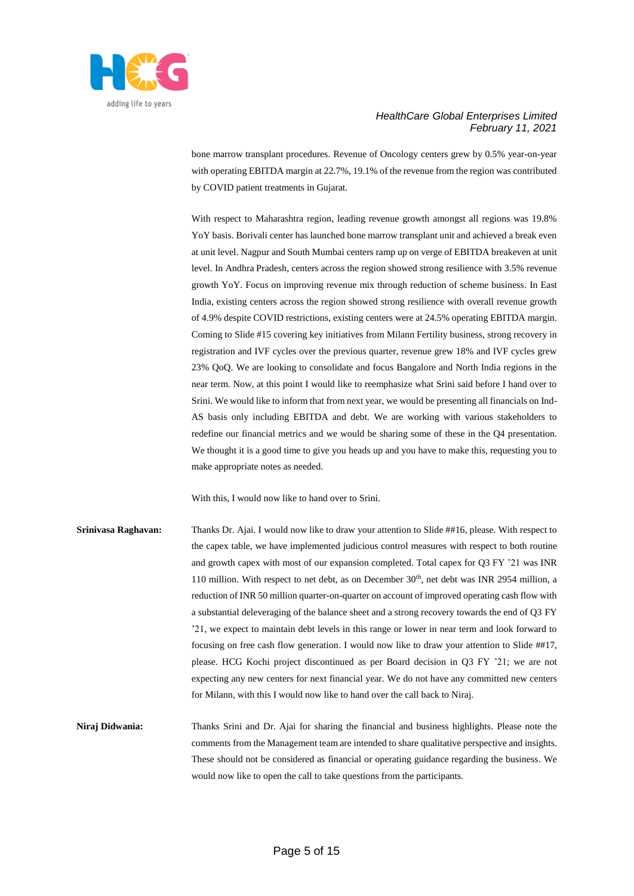bone marrow transplant procedures. Revenue of Oncology centers grew by 0.5% year-on-year with operating EBITDA margin at 22.7%, 19.1% of the revenue from the region was contributed by COVID patient treatments in Gujarat.

With respect to Maharashtra region, leading revenue growth amongst all regions was 19.8% YoY basis. Borivali center has launched bone marrow transplant unit and achieved a break even at unit level. Nagpur and South Mumbai centers ramp up on verge of EBITDA breakeven at unit level. In Andhra Pradesh, centers across the region showed strong resilience with 3.5% revenue growth YoY. Focus on improving revenue mix through reduction of scheme business. In East India, existing centers across the region showed strong resilience with overall revenue growth of 4.9% despite COVID restrictions, existing centers were at 24.5% operating EBITDA margin. Coming to Slide #15 covering key initiatives from Milann Fertility business, strong recovery in registration and IVF cycles over the previous quarter, revenue grew 18% and IVF cycles grew 23% QoQ. We are looking to consolidate and focus Bangalore and North India regions in the near term. Now, at this point I would like to reemphasize what Srini said before I hand over to Srini. We would like to inform that from next year, we would be presenting all financials on Ind-AS basis only including EBITDA and debt. We are working with various stakeholders to redefine our financial metrics and we would be sharing some of these in the Q4 presentation. We thought it is a good time to give you heads up and you have to make this, requesting you to make appropriate notes as needed.

With this, I would now like to hand over to Srini.

**Srinivasa Raghavan:** Thanks Dr. Ajai. I would now like to draw your attention to Slide ##16, please. With respect to the capex table, we have implemented judicious control measures with respect to both routine and growth capex with most of our expansion completed. Total capex for Q3 FY '21 was INR 110 million. With respect to net debt, as on December 30th, net debt was INR 2954 million, a reduction of INR 50 million quarter-on-quarter on account of improved operating cash flow with a substantial deleveraging of the balance sheet and a strong recovery towards the end of Q3 FY '21, we expect to maintain debt levels in this range or lower in near term and look forward to focusing on free cash flow generation. I would now like to draw your attention to Slide ##17, please. HCG Kochi project discontinued as per Board decision in Q3 FY '21; we are not expecting any new centers for next financial year. We do not have any committed new centers for Milann, with this I would now like to hand over the call back to Niraj.

**Niraj Didwania:** Thanks Srini and Dr. Ajai for sharing the financial and business highlights. Please note the comments from the Management team are intended to share qualitative perspective and insights. These should not be considered as financial or operating guidance regarding the business. We would now like to open the call to take questions from the participants.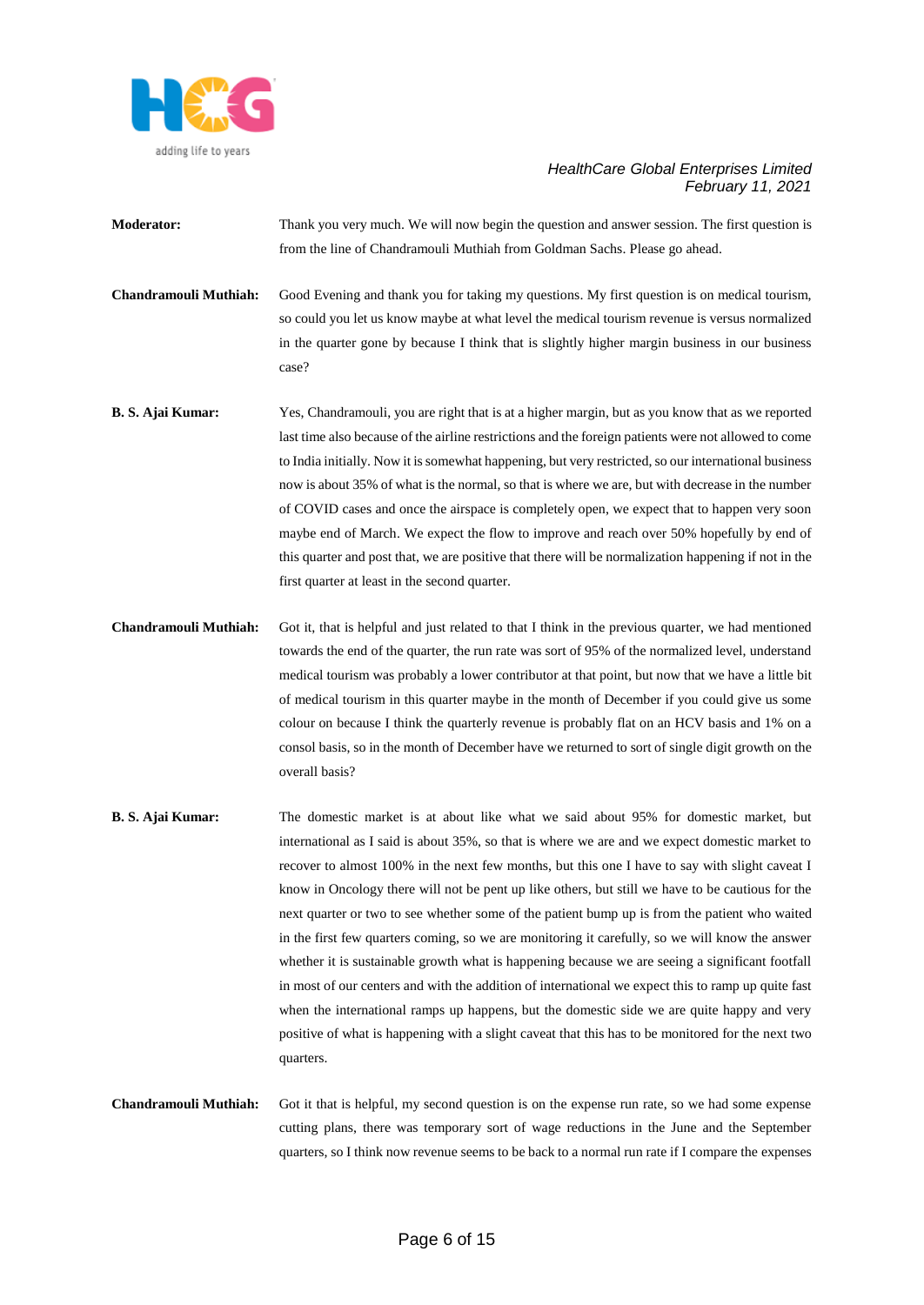**Moderator:** Thank you very much. We will now begin the question and answer session. The first question is from the line of Chandramouli Muthiah from Goldman Sachs. Please go ahead.

**Chandramouli Muthiah:** Good Evening and thank you for taking my questions. My first question is on medical tourism, so could you let us know maybe at what level the medical tourism revenue is versus normalized in the quarter gone by because I think that is slightly higher margin business in our business case?

**B. S. Ajai Kumar:** Yes, Chandramouli, you are right that is at a higher margin, but as you know that as we reported last time also because of the airline restrictions and the foreign patients were not allowed to come to India initially. Now it is somewhat happening, but very restricted, so our international business now is about 35% of what is the normal, so that is where we are, but with decrease in the number of COVID cases and once the airspace is completely open, we expect that to happen very soon maybe end of March. We expect the flow to improve and reach over 50% hopefully by end of this quarter and post that, we are positive that there will be normalization happening if not in the first quarter at least in the second quarter.

**Chandramouli Muthiah:** Got it, that is helpful and just related to that I think in the previous quarter, we had mentioned towards the end of the quarter, the run rate was sort of 95% of the normalized level, understand medical tourism was probably a lower contributor at that point, but now that we have a little bit of medical tourism in this quarter maybe in the month of December if you could give us some colour on because I think the quarterly revenue is probably flat on an HCV basis and 1% on a consol basis, so in the month of December have we returned to sort of single digit growth on the overall basis?

**B. S. Ajai Kumar:** The domestic market is at about like what we said about 95% for domestic market, but international as I said is about 35%, so that is where we are and we expect domestic market to recover to almost 100% in the next few months, but this one I have to say with slight caveat I know in Oncology there will not be pent up like others, but still we have to be cautious for the next quarter or two to see whether some of the patient bump up is from the patient who waited in the first few quarters coming, so we are monitoring it carefully, so we will know the answer whether it is sustainable growth what is happening because we are seeing a significant footfall in most of our centers and with the addition of international we expect this to ramp up quite fast when the international ramps up happens, but the domestic side we are quite happy and very positive of what is happening with a slight caveat that this has to be monitored for the next two quarters.

**Chandramouli Muthiah:** Got it that is helpful, my second question is on the expense run rate, so we had some expense cutting plans, there was temporary sort of wage reductions in the June and the September quarters, so I think now revenue seems to be back to a normal run rate if I compare the expenses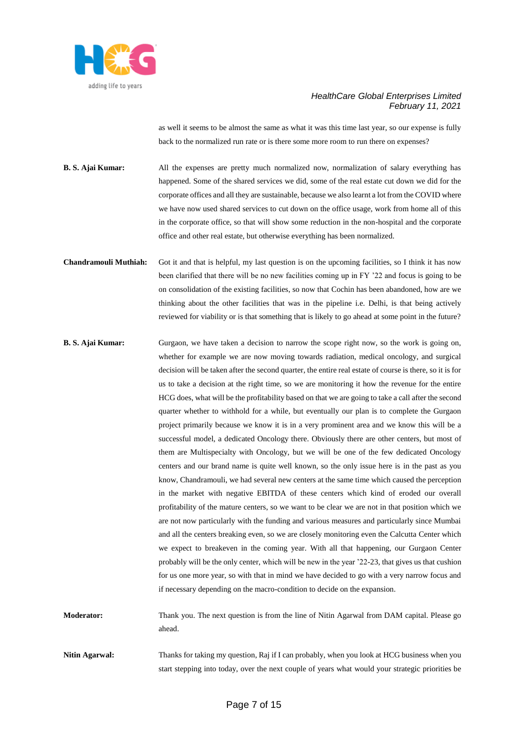as well it seems to be almost the same as what it was this time last year, so our expense is fully back to the normalized run rate or is there some more room to run there on expenses?

**B. S. Ajai Kumar:** All the expenses are pretty much normalized now, normalization of salary everything has happened. Some of the shared services we did, some of the real estate cut down we did for the corporate offices and all they are sustainable, because we also learnt a lot from the COVID where we have now used shared services to cut down on the office usage, work from home all of this in the corporate office, so that will show some reduction in the non-hospital and the corporate office and other real estate, but otherwise everything has been normalized.

**Chandramouli Muthiah:** Got it and that is helpful, my last question is on the upcoming facilities, so I think it has now been clarified that there will be no new facilities coming up in FY '22 and focus is going to be on consolidation of the existing facilities, so now that Cochin has been abandoned, how are we thinking about the other facilities that was in the pipeline i.e. Delhi, is that being actively reviewed for viability or is that something that is likely to go ahead at some point in the future?

**B. S. Ajai Kumar:** Gurgaon, we have taken a decision to narrow the scope right now, so the work is going on, whether for example we are now moving towards radiation, medical oncology, and surgical decision will be taken after the second quarter, the entire real estate of course is there, so it is for us to take a decision at the right time, so we are monitoring it how the revenue for the entire HCG does, what will be the profitability based on that we are going to take a call after the second quarter whether to withhold for a while, but eventually our plan is to complete the Gurgaon project primarily because we know it is in a very prominent area and we know this will be a successful model, a dedicated Oncology there. Obviously there are other centers, but most of them are Multispecialty with Oncology, but we will be one of the few dedicated Oncology centers and our brand name is quite well known, so the only issue here is in the past as you know, Chandramouli, we had several new centers at the same time which caused the perception in the market with negative EBITDA of these centers which kind of eroded our overall profitability of the mature centers, so we want to be clear we are not in that position which we are not now particularly with the funding and various measures and particularly since Mumbai and all the centers breaking even, so we are closely monitoring even the Calcutta Center which we expect to breakeven in the coming year. With all that happening, our Gurgaon Center probably will be the only center, which will be new in the year '22-23, that gives us that cushion for us one more year, so with that in mind we have decided to go with a very narrow focus and if necessary depending on the macro-condition to decide on the expansion.

**Moderator:** Thank you. The next question is from the line of Nitin Agarwal from DAM capital. Please go ahead.

**Nitin Agarwal:** Thanks for taking my question, Raj if I can probably, when you look at HCG business when you start stepping into today, over the next couple of years what would your strategic priorities be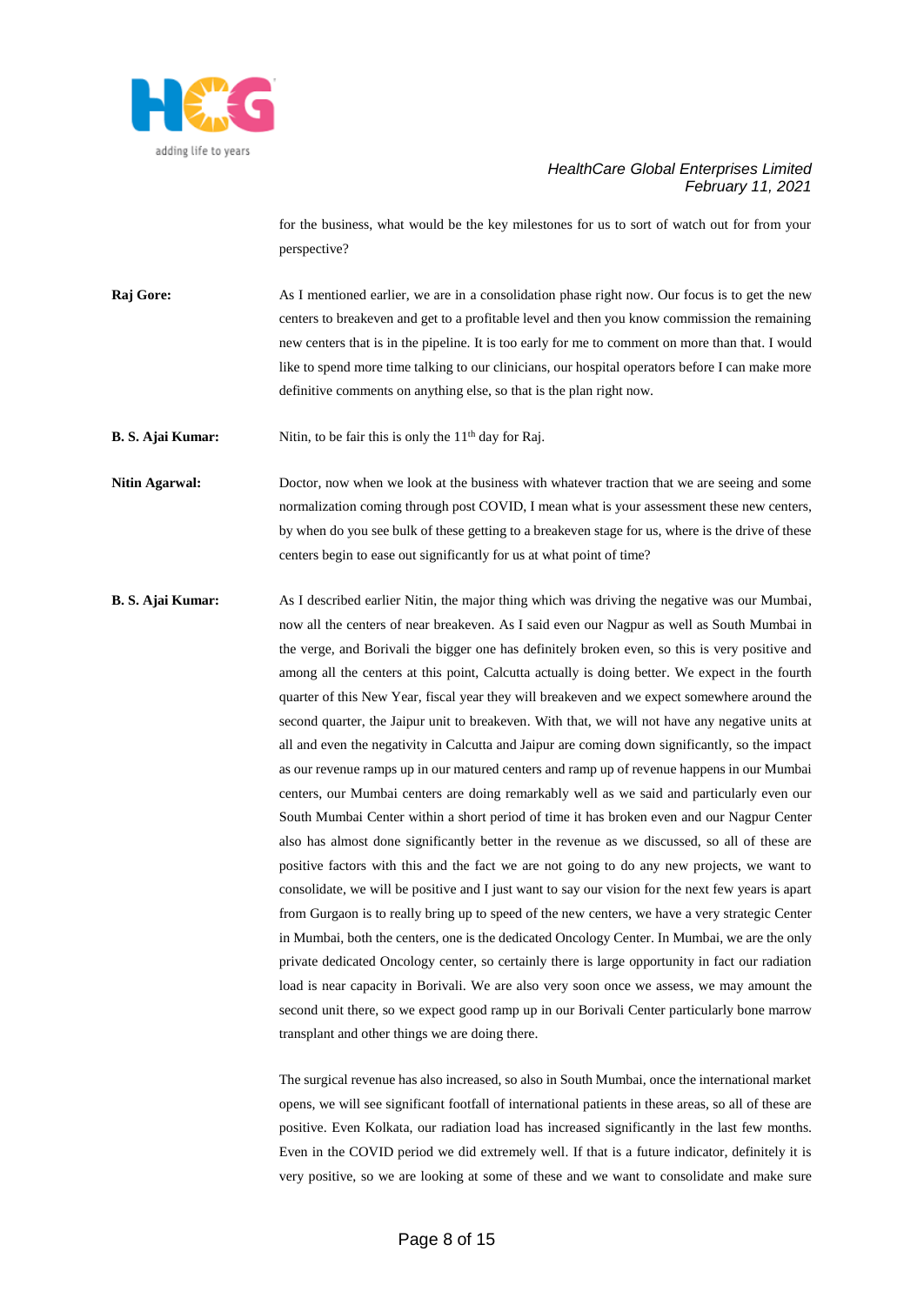for the business, what would be the key milestones for us to sort of watch out for from your perspective?

**Raj Gore:** As I mentioned earlier, we are in a consolidation phase right now. Our focus is to get the new centers to breakeven and get to a profitable level and then you know commission the remaining new centers that is in the pipeline. It is too early for me to comment on more than that. I would like to spend more time talking to our clinicians, our hospital operators before I can make more definitive comments on anything else, so that is the plan right now.

**B. S. Ajai Kumar:** Nitin, to be fair this is only the 11th day for Raj.

**Nitin Agarwal:** Doctor, now when we look at the business with whatever traction that we are seeing and some normalization coming through post COVID, I mean what is your assessment these new centers, by when do you see bulk of these getting to a breakeven stage for us, where is the drive of these centers begin to ease out significantly for us at what point of time?

**B. S. Ajai Kumar:** As I described earlier Nitin, the major thing which was driving the negative was our Mumbai, now all the centers of near breakeven. As I said even our Nagpur as well as South Mumbai in the verge, and Borivali the bigger one has definitely broken even, so this is very positive and among all the centers at this point, Calcutta actually is doing better. We expect in the fourth quarter of this New Year, fiscal year they will breakeven and we expect somewhere around the second quarter, the Jaipur unit to breakeven. With that, we will not have any negative units at all and even the negativity in Calcutta and Jaipur are coming down significantly, so the impact as our revenue ramps up in our matured centers and ramp up of revenue happens in our Mumbai centers, our Mumbai centers are doing remarkably well as we said and particularly even our South Mumbai Center within a short period of time it has broken even and our Nagpur Center also has almost done significantly better in the revenue as we discussed, so all of these are positive factors with this and the fact we are not going to do any new projects, we want to consolidate, we will be positive and I just want to say our vision for the next few years is apart from Gurgaon is to really bring up to speed of the new centers, we have a very strategic Center in Mumbai, both the centers, one is the dedicated Oncology Center. In Mumbai, we are the only private dedicated Oncology center, so certainly there is large opportunity in fact our radiation load is near capacity in Borivali. We are also very soon once we assess, we may amount the second unit there, so we expect good ramp up in our Borivali Center particularly bone marrow transplant and other things we are doing there.

The surgical revenue has also increased, so also in South Mumbai, once the international market opens, we will see significant footfall of international patients in these areas, so all of these are positive. Even Kolkata, our radiation load has increased significantly in the last few months. Even in the COVID period we did extremely well. If that is a future indicator, definitely it is very positive, so we are looking at some of these and we want to consolidate and make sure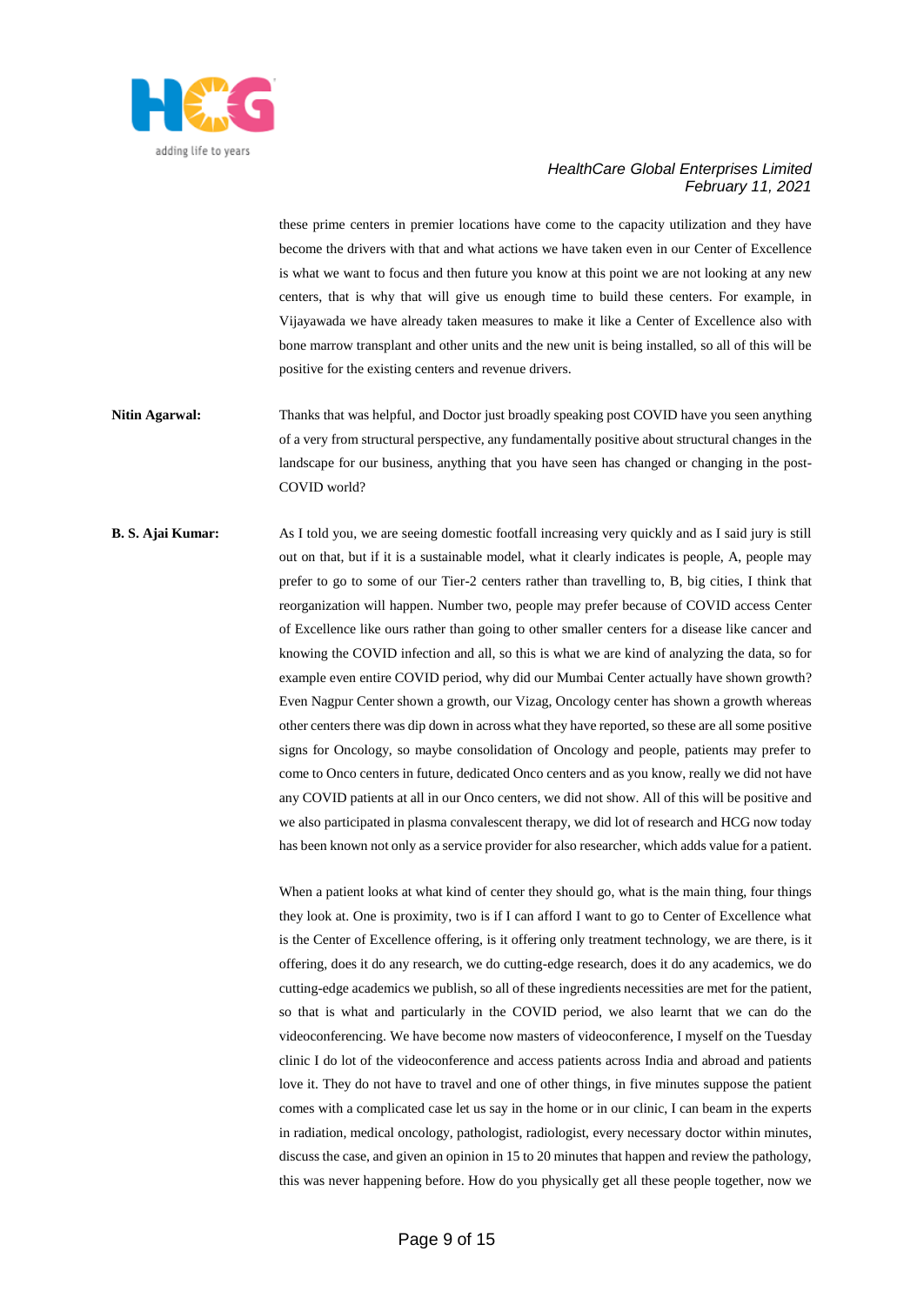these prime centers in premier locations have come to the capacity utilization and they have become the drivers with that and what actions we have taken even in our Center of Excellence is what we want to focus and then future you know at this point we are not looking at any new centers, that is why that will give us enough time to build these centers. For example, in Vijayawada we have already taken measures to make it like a Center of Excellence also with bone marrow transplant and other units and the new unit is being installed, so all of this will be positive for the existing centers and revenue drivers.

**Nitin Agarwal:** Thanks that was helpful, and Doctor just broadly speaking post COVID have you seen anything of a very from structural perspective, any fundamentally positive about structural changes in the landscape for our business, anything that you have seen has changed or changing in the post-COVID world?

**B. S. Ajai Kumar:** As I told you, we are seeing domestic footfall increasing very quickly and as I said jury is still out on that, but if it is a sustainable model, what it clearly indicates is people, A, people may prefer to go to some of our Tier-2 centers rather than travelling to, B, big cities, I think that reorganization will happen. Number two, people may prefer because of COVID access Center of Excellence like ours rather than going to other smaller centers for a disease like cancer and knowing the COVID infection and all, so this is what we are kind of analyzing the data, so for example even entire COVID period, why did our Mumbai Center actually have shown growth? Even Nagpur Center shown a growth, our Vizag, Oncology center has shown a growth whereas other centers there was dip down in across what they have reported, so these are all some positive signs for Oncology, so maybe consolidation of Oncology and people, patients may prefer to come to Onco centers in future, dedicated Onco centers and as you know, really we did not have any COVID patients at all in our Onco centers, we did not show. All of this will be positive and we also participated in plasma convalescent therapy, we did lot of research and HCG now today has been known not only as a service provider for also researcher, which adds value for a patient.

When a patient looks at what kind of center they should go, what is the main thing, four things they look at. One is proximity, two is if I can afford I want to go to Center of Excellence what is the Center of Excellence offering, is it offering only treatment technology, we are there, is it offering, does it do any research, we do cutting-edge research, does it do any academics, we do cutting-edge academics we publish, so all of these ingredients necessities are met for the patient, so that is what and particularly in the COVID period, we also learnt that we can do the videoconferencing. We have become now masters of videoconference, I myself on the Tuesday clinic I do lot of the videoconference and access patients across India and abroad and patients love it. They do not have to travel and one of other things, in five minutes suppose the patient comes with a complicated case let us say in the home or in our clinic, I can beam in the experts in radiation, medical oncology, pathologist, radiologist, every necessary doctor within minutes, discuss the case, and given an opinion in 15 to 20 minutes that happen and review the pathology, this was never happening before. How do you physically get all these people together, now we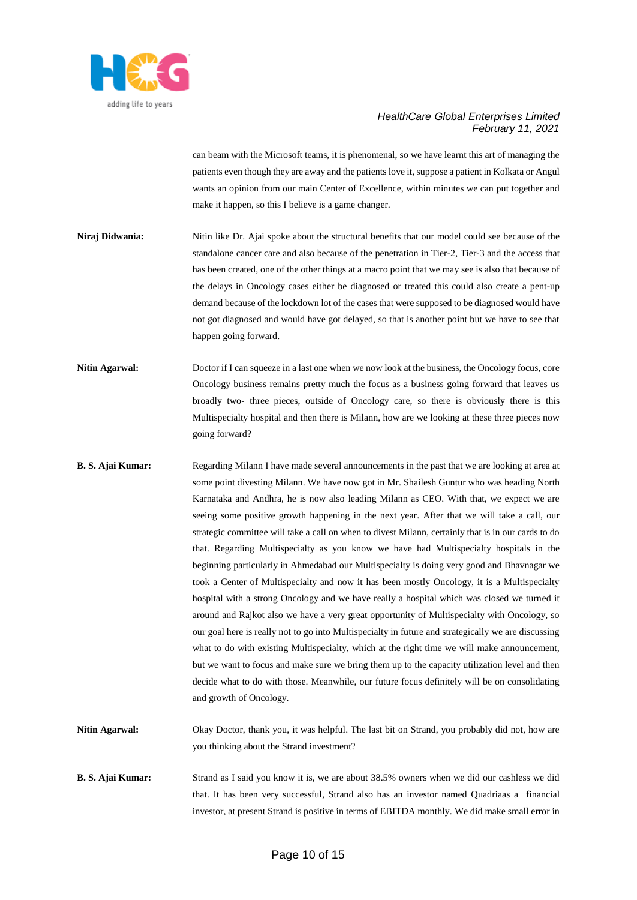can beam with the Microsoft teams, it is phenomenal, so we have learnt this art of managing the patients even though they are away and the patients love it, suppose a patient in Kolkata or Angul wants an opinion from our main Center of Excellence, within minutes we can put together and make it happen, so this I believe is a game changer.

**Niraj Didwania:** Nitin like Dr. Ajai spoke about the structural benefits that our model could see because of the standalone cancer care and also because of the penetration in Tier-2, Tier-3 and the access that has been created, one of the other things at a macro point that we may see is also that because of the delays in Oncology cases either be diagnosed or treated this could also create a pent-up demand because of the lockdown lot of the cases that were supposed to be diagnosed would have not got diagnosed and would have got delayed, so that is another point but we have to see that happen going forward.

**Nitin Agarwal:** Doctor if I can squeeze in a last one when we now look at the business, the Oncology focus, core Oncology business remains pretty much the focus as a business going forward that leaves us broadly two- three pieces, outside of Oncology care, so there is obviously there is this Multispecialty hospital and then there is Milann, how are we looking at these three pieces now going forward?

**B. S. Ajai Kumar:** Regarding Milann I have made several announcements in the past that we are looking at area at some point divesting Milann. We have now got in Mr. Shailesh Guntur who was heading North Karnataka and Andhra, he is now also leading Milann as CEO. With that, we expect we are seeing some positive growth happening in the next year. After that we will take a call, our strategic committee will take a call on when to divest Milann, certainly that is in our cards to do that. Regarding Multispecialty as you know we have had Multispecialty hospitals in the beginning particularly in Ahmedabad our Multispecialty is doing very good and Bhavnagar we took a Center of Multispecialty and now it has been mostly Oncology, it is a Multispecialty hospital with a strong Oncology and we have really a hospital which was closed we turned it around and Rajkot also we have a very great opportunity of Multispecialty with Oncology, so our goal here is really not to go into Multispecialty in future and strategically we are discussing what to do with existing Multispecialty, which at the right time we will make announcement, but we want to focus and make sure we bring them up to the capacity utilization level and then decide what to do with those. Meanwhile, our future focus definitely will be on consolidating and growth of Oncology.

**Nitin Agarwal:** Okay Doctor, thank you, it was helpful. The last bit on Strand, you probably did not, how are you thinking about the Strand investment?

**B. S. Ajai Kumar:** Strand as I said you know it is, we are about 38.5% owners when we did our cashless we did that. It has been very successful, Strand also has an investor named Quadriaas a financial investor, at present Strand is positive in terms of EBITDA monthly. We did make small error in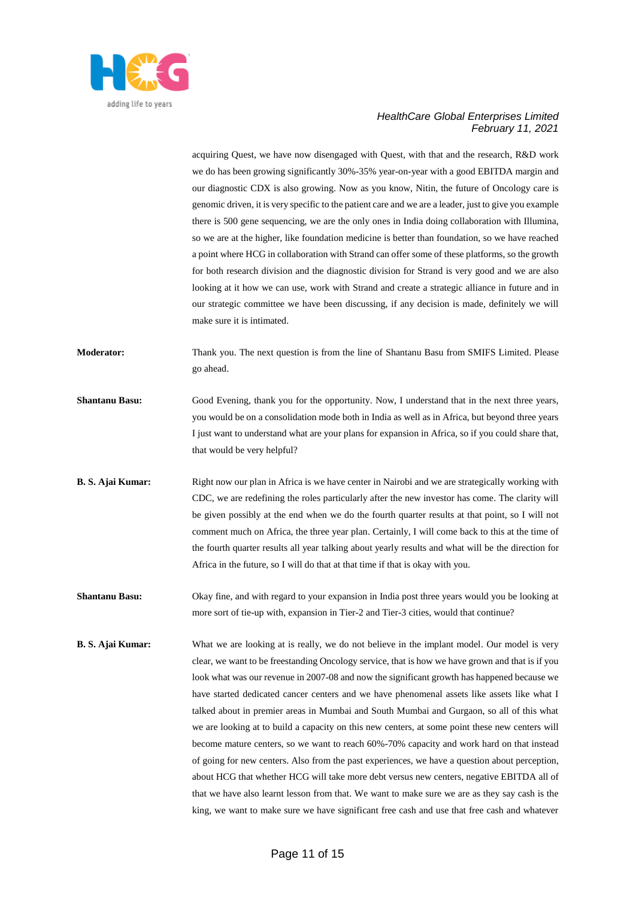acquiring Quest, we have now disengaged with Quest, with that and the research, R&D work we do has been growing significantly 30%-35% year-on-year with a good EBITDA margin and our diagnostic CDX is also growing. Now as you know, Nitin, the future of Oncology care is genomic driven, it is very specific to the patient care and we are a leader, just to give you example there is 500 gene sequencing, we are the only ones in India doing collaboration with Illumina, so we are at the higher, like foundation medicine is better than foundation, so we have reached a point where HCG in collaboration with Strand can offer some of these platforms, so the growth for both research division and the diagnostic division for Strand is very good and we are also looking at it how we can use, work with Strand and create a strategic alliance in future and in our strategic committee we have been discussing, if any decision is made, definitely we will make sure it is intimated.

**Moderator:** Thank you. The next question is from the line of Shantanu Basu from SMIFS Limited. Please go ahead.

**Shantanu Basu:** Good Evening, thank you for the opportunity. Now, I understand that in the next three years, you would be on a consolidation mode both in India as well as in Africa, but beyond three years I just want to understand what are your plans for expansion in Africa, so if you could share that, that would be very helpful?

**B. S. Ajai Kumar:** Right now our plan in Africa is we have center in Nairobi and we are strategically working with CDC, we are redefining the roles particularly after the new investor has come. The clarity will be given possibly at the end when we do the fourth quarter results at that point, so I will not comment much on Africa, the three year plan. Certainly, I will come back to this at the time of the fourth quarter results all year talking about yearly results and what will be the direction for Africa in the future, so I will do that at that time if that is okay with you.

**Shantanu Basu:** Okay fine, and with regard to your expansion in India post three years would you be looking at more sort of tie-up with, expansion in Tier-2 and Tier-3 cities, would that continue?

**B. S. Ajai Kumar:** What we are looking at is really, we do not believe in the implant model. Our model is very clear, we want to be freestanding Oncology service, that is how we have grown and that is if you look what was our revenue in 2007-08 and now the significant growth has happened because we have started dedicated cancer centers and we have phenomenal assets like assets like what I talked about in premier areas in Mumbai and South Mumbai and Gurgaon, so all of this what we are looking at to build a capacity on this new centers, at some point these new centers will become mature centers, so we want to reach 60%-70% capacity and work hard on that instead of going for new centers. Also from the past experiences, we have a question about perception, about HCG that whether HCG will take more debt versus new centers, negative EBITDA all of that we have also learnt lesson from that. We want to make sure we are as they say cash is the king, we want to make sure we have significant free cash and use that free cash and whatever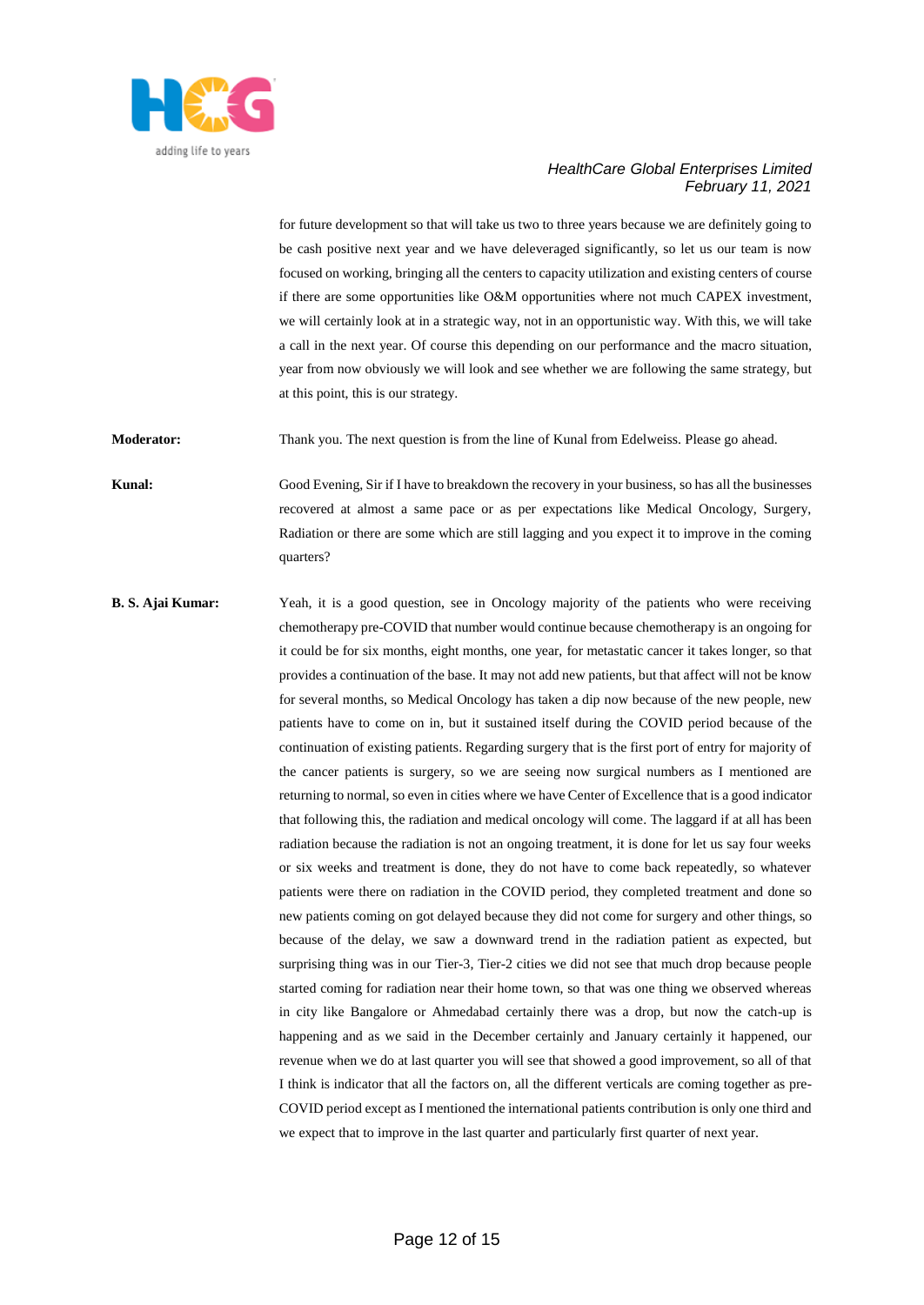for future development so that will take us two to three years because we are definitely going to be cash positive next year and we have deleveraged significantly, so let us our team is now focused on working, bringing all the centers to capacity utilization and existing centers of course if there are some opportunities like O&M opportunities where not much CAPEX investment, we will certainly look at in a strategic way, not in an opportunistic way. With this, we will take a call in the next year. Of course this depending on our performance and the macro situation, year from now obviously we will look and see whether we are following the same strategy, but at this point, this is our strategy.

**Moderator:** Thank you. The next question is from the line of Kunal from Edelweiss. Please go ahead.

**Kunal:** Good Evening, Sir if I have to breakdown the recovery in your business, so has all the businesses recovered at almost a same pace or as per expectations like Medical Oncology, Surgery, Radiation or there are some which are still lagging and you expect it to improve in the coming quarters?

**B. S. Ajai Kumar:** Yeah, it is a good question, see in Oncology majority of the patients who were receiving chemotherapy pre-COVID that number would continue because chemotherapy is an ongoing for it could be for six months, eight months, one year, for metastatic cancer it takes longer, so that provides a continuation of the base. It may not add new patients, but that affect will not be know for several months, so Medical Oncology has taken a dip now because of the new people, new patients have to come on in, but it sustained itself during the COVID period because of the continuation of existing patients. Regarding surgery that is the first port of entry for majority of the cancer patients is surgery, so we are seeing now surgical numbers as I mentioned are returning to normal, so even in cities where we have Center of Excellence that is a good indicator that following this, the radiation and medical oncology will come. The laggard if at all has been radiation because the radiation is not an ongoing treatment, it is done for let us say four weeks or six weeks and treatment is done, they do not have to come back repeatedly, so whatever patients were there on radiation in the COVID period, they completed treatment and done so new patients coming on got delayed because they did not come for surgery and other things, so because of the delay, we saw a downward trend in the radiation patient as expected, but surprising thing was in our Tier-3, Tier-2 cities we did not see that much drop because people started coming for radiation near their home town, so that was one thing we observed whereas in city like Bangalore or Ahmedabad certainly there was a drop, but now the catch-up is happening and as we said in the December certainly and January certainly it happened, our revenue when we do at last quarter you will see that showed a good improvement, so all of that I think is indicator that all the factors on, all the different verticals are coming together as pre-COVID period except as I mentioned the international patients contribution is only one third and we expect that to improve in the last quarter and particularly first quarter of next year.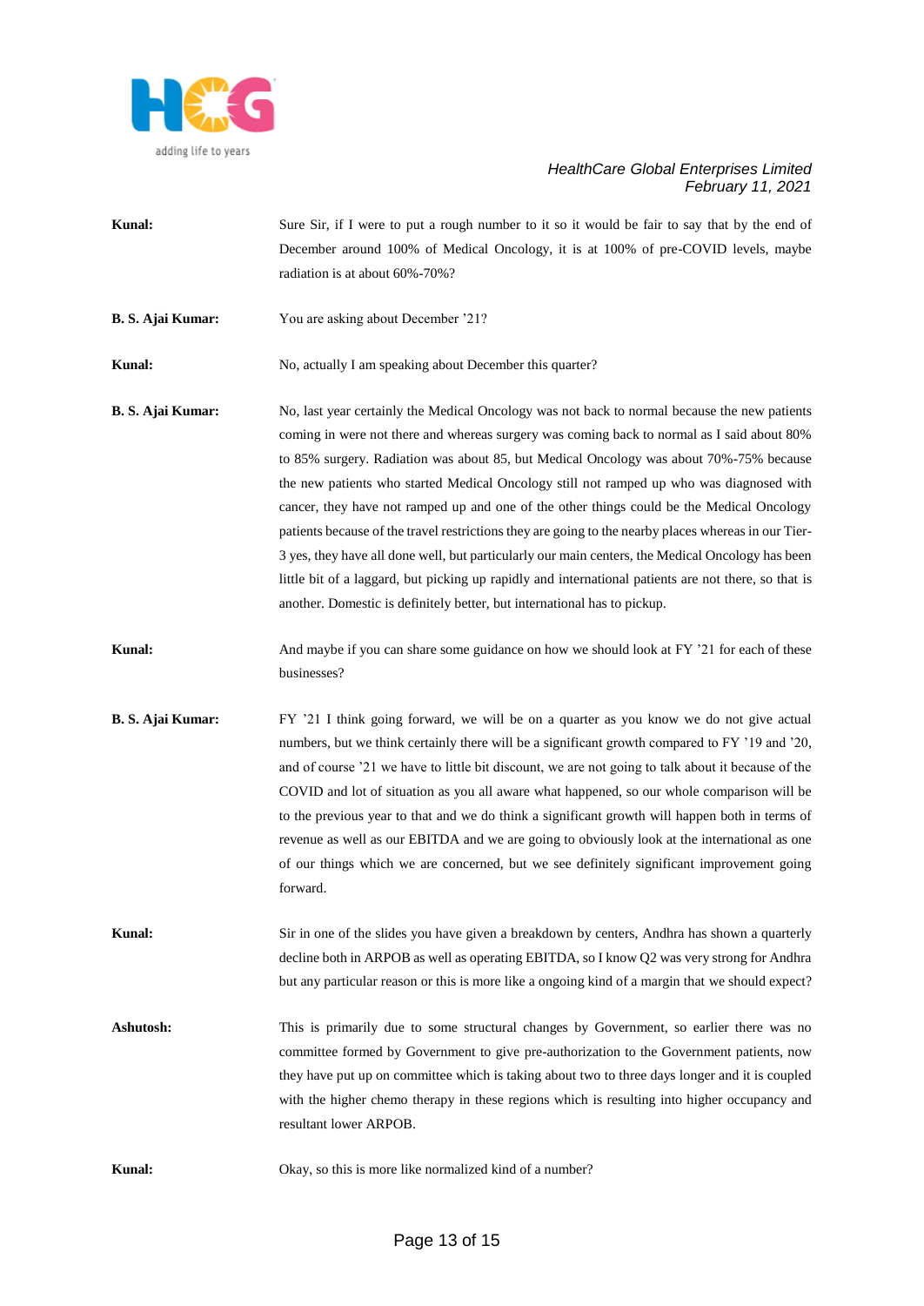**Kunal:** Sure Sir, if I were to put a rough number to it so it would be fair to say that by the end of December around 100% of Medical Oncology, it is at 100% of pre-COVID levels, maybe radiation is at about 60%-70%?

**B. S. Ajai Kumar:** You are asking about December '21?

**Kunal:** No, actually I am speaking about December this quarter?

**B. S. Ajai Kumar:** No, last year certainly the Medical Oncology was not back to normal because the new patients coming in were not there and whereas surgery was coming back to normal as I said about 80% to 85% surgery. Radiation was about 85, but Medical Oncology was about 70%-75% because the new patients who started Medical Oncology still not ramped up who was diagnosed with cancer, they have not ramped up and one of the other things could be the Medical Oncology patients because of the travel restrictions they are going to the nearby places whereas in our Tier-3 yes, they have all done well, but particularly our main centers, the Medical Oncology has been little bit of a laggard, but picking up rapidly and international patients are not there, so that is another. Domestic is definitely better, but international has to pickup.

**Kunal:** And maybe if you can share some guidance on how we should look at FY '21 for each of these businesses?

**B. S. Ajai Kumar:** FY '21 I think going forward, we will be on a quarter as you know we do not give actual numbers, but we think certainly there will be a significant growth compared to FY '19 and '20, and of course '21 we have to little bit discount, we are not going to talk about it because of the COVID and lot of situation as you all aware what happened, so our whole comparison will be to the previous year to that and we do think a significant growth will happen both in terms of revenue as well as our EBITDA and we are going to obviously look at the international as one of our things which we are concerned, but we see definitely significant improvement going forward.

**Kunal:** Sir in one of the slides you have given a breakdown by centers, Andhra has shown a quarterly decline both in ARPOB as well as operating EBITDA, so I know Q2 was very strong for Andhra but any particular reason or this is more like a ongoing kind of a margin that we should expect?

**Ashutosh:** This is primarily due to some structural changes by Government, so earlier there was no committee formed by Government to give pre-authorization to the Government patients, now they have put up on committee which is taking about two to three days longer and it is coupled with the higher chemo therapy in these regions which is resulting into higher occupancy and resultant lower ARPOB.

**Kunal:** Okay, so this is more like normalized kind of a number?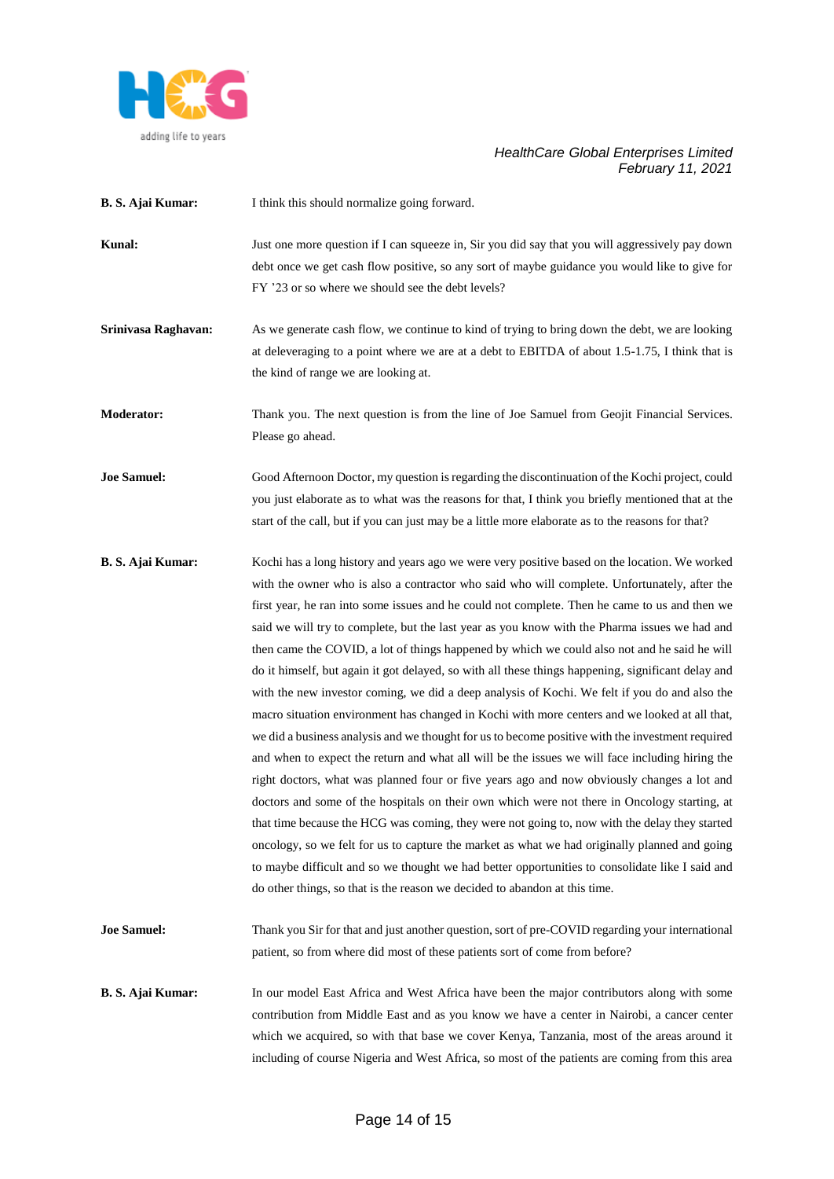**B. S. Ajai Kumar:** I think this should normalize going forward.

**Kunal:** Just one more question if I can squeeze in, Sir you did say that you will aggressively pay down debt once we get cash flow positive, so any sort of maybe guidance you would like to give for FY '23 or so where we should see the debt levels?

**Srinivasa Raghavan:** As we generate cash flow, we continue to kind of trying to bring down the debt, we are looking at deleveraging to a point where we are at a debt to EBITDA of about 1.5-1.75, I think that is the kind of range we are looking at.

**Moderator:** Thank you. The next question is from the line of Joe Samuel from Geojit Financial Services. Please go ahead.

**Joe Samuel:** Good Afternoon Doctor, my question is regarding the discontinuation of the Kochi project, could you just elaborate as to what was the reasons for that, I think you briefly mentioned that at the start of the call, but if you can just may be a little more elaborate as to the reasons for that?

**B. S. Ajai Kumar:** Kochi has a long history and years ago we were very positive based on the location. We worked with the owner who is also a contractor who said who will complete. Unfortunately, after the first year, he ran into some issues and he could not complete. Then he came to us and then we said we will try to complete, but the last year as you know with the Pharma issues we had and then came the COVID, a lot of things happened by which we could also not and he said he will do it himself, but again it got delayed, so with all these things happening, significant delay and with the new investor coming, we did a deep analysis of Kochi. We felt if you do and also the macro situation environment has changed in Kochi with more centers and we looked at all that, we did a business analysis and we thought for us to become positive with the investment required and when to expect the return and what all will be the issues we will face including hiring the right doctors, what was planned four or five years ago and now obviously changes a lot and doctors and some of the hospitals on their own which were not there in Oncology starting, at that time because the HCG was coming, they were not going to, now with the delay they started oncology, so we felt for us to capture the market as what we had originally planned and going to maybe difficult and so we thought we had better opportunities to consolidate like I said and do other things, so that is the reason we decided to abandon at this time.

**Joe Samuel:** Thank you Sir for that and just another question, sort of pre-COVID regarding your international patient, so from where did most of these patients sort of come from before?

**B. S. Ajai Kumar:** In our model East Africa and West Africa have been the major contributors along with some contribution from Middle East and as you know we have a center in Nairobi, a cancer center which we acquired, so with that base we cover Kenya, Tanzania, most of the areas around it including of course Nigeria and West Africa, so most of the patients are coming from this area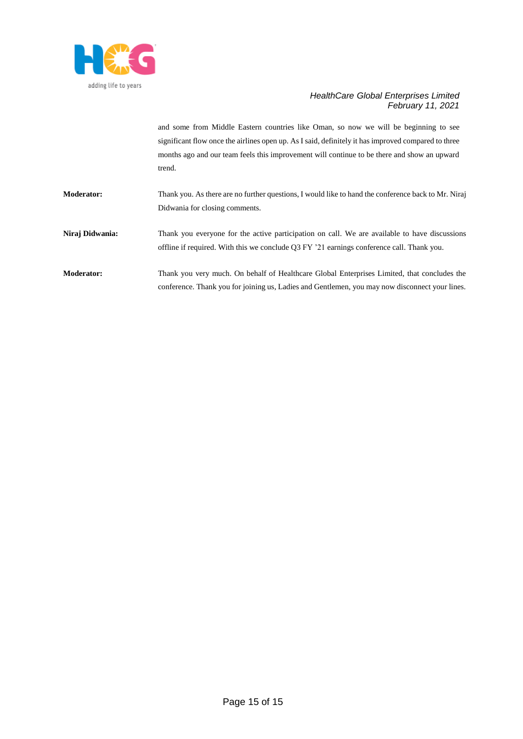and some from Middle Eastern countries like Oman, so now we will be beginning to see significant flow once the airlines open up. As I said, definitely it has improved compared to three months ago and our team feels this improvement will continue to be there and show an upward trend.

**Moderator:** Thank you. As there are no further questions, I would like to hand the conference back to Mr. Niraj Didwania for closing comments.

**Niraj Didwania:** Thank you everyone for the active participation on call. We are available to have discussions offline if required. With this we conclude Q3 FY '21 earnings conference call. Thank you.

**Moderator:** Thank you very much. On behalf of Healthcare Global Enterprises Limited, that concludes the conference. Thank you for joining us, Ladies and Gentlemen, you may now disconnect your lines.